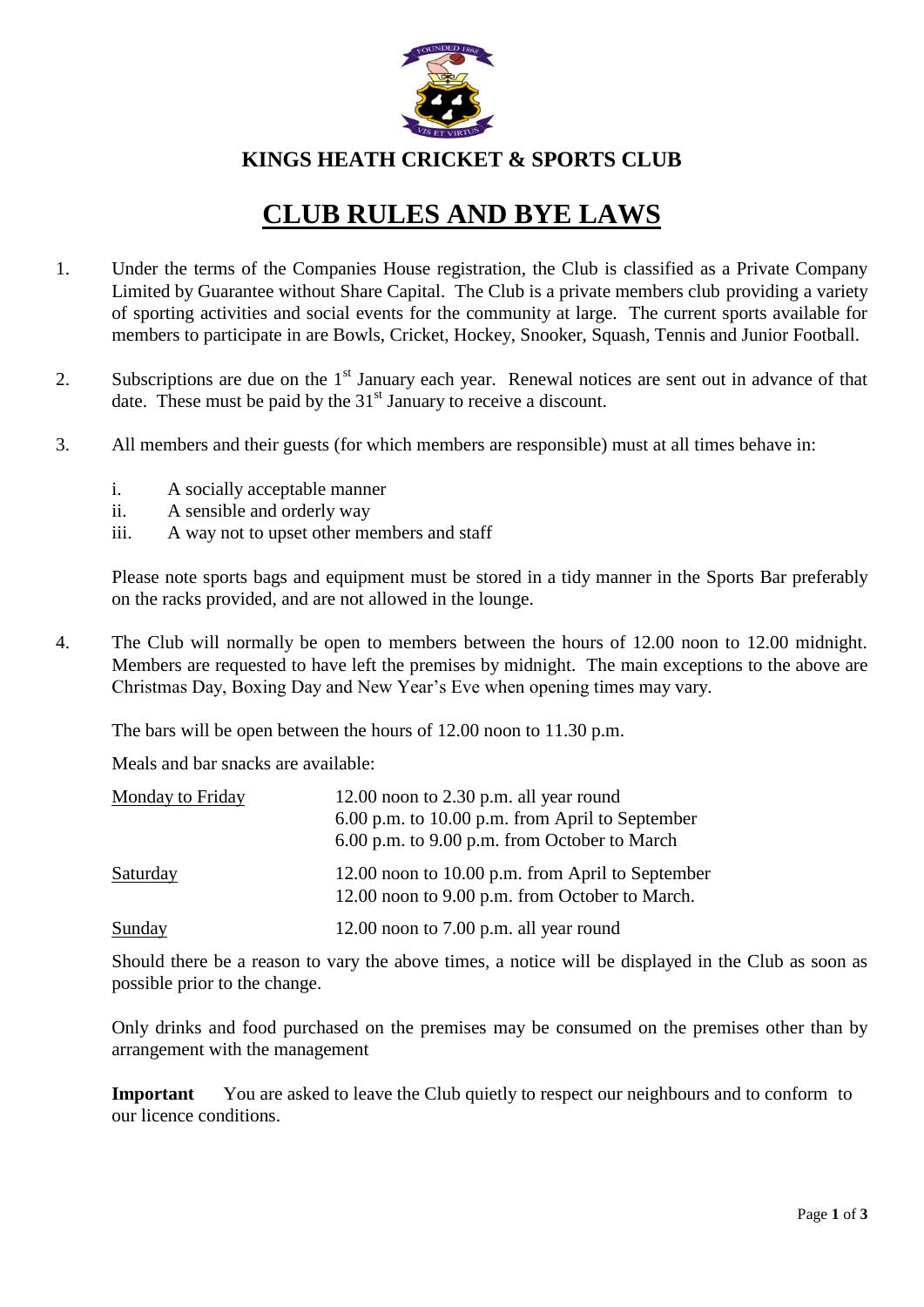## KINGS HEATH CRICKET & SPORTS CLUB

# CLUB RULES AND BYE LAWS

1. Under the terms of the Companies House registration, the Club is classified as a Private Company Limited by Guarantee without Share Capital. The Club is a private members club providing a variety of sporting activities and social events for the community at large. The current sports available for members to participate in are Bowls, Cricket, Hockey, Snooker, Squash, Tennis and Junior Football.

2. Subscriptions are due on the 1st January each year. Renewal notices are sent out in advance of that date. These must be paid by the 31st January to receive a discount.

3. All members and their guests (for which members are responsible) must at all times behave in:

   i. A socially acceptable manner
   ii. A sensible and orderly way
   iii. A way not to upset other members and staff

   Please note sports bags and equipment must be stored in a tidy manner in the Sports Bar preferably on the racks provided, and are not allowed in the lounge.

4. The Club will normally be open to members between the hours of 12.00 noon to 12.00 midnight. Members are requested to have left the premises by midnight. The main exceptions to the above are Christmas Day, Boxing Day and New Year's Eve when opening times may vary.

   The bars will be open between the hours of 12.00 noon to 11.30 p.m.

   Meals and bar snacks are available:

   | | |
   |---|---|
   | Monday to Friday | 12.00 noon to 2.30 p.m. all year round<br>6.00 p.m. to 10.00 p.m. from April to September<br>6.00 p.m. to 9.00 p.m. from October to March |
   | Saturday | 12.00 noon to 10.00 p.m. from April to September<br>12.00 noon to 9.00 p.m. from October to March. |
   | Sunday | 12.00 noon to 7.00 p.m. all year round |

   Should there be a reason to vary the above times, a notice will be displayed in the Club as soon as possible prior to the change.

   Only drinks and food purchased on the premises may be consumed on the premises other than by arrangement with the management

   **Important** You are asked to leave the Club quietly to respect our neighbours and to conform to our licence conditions.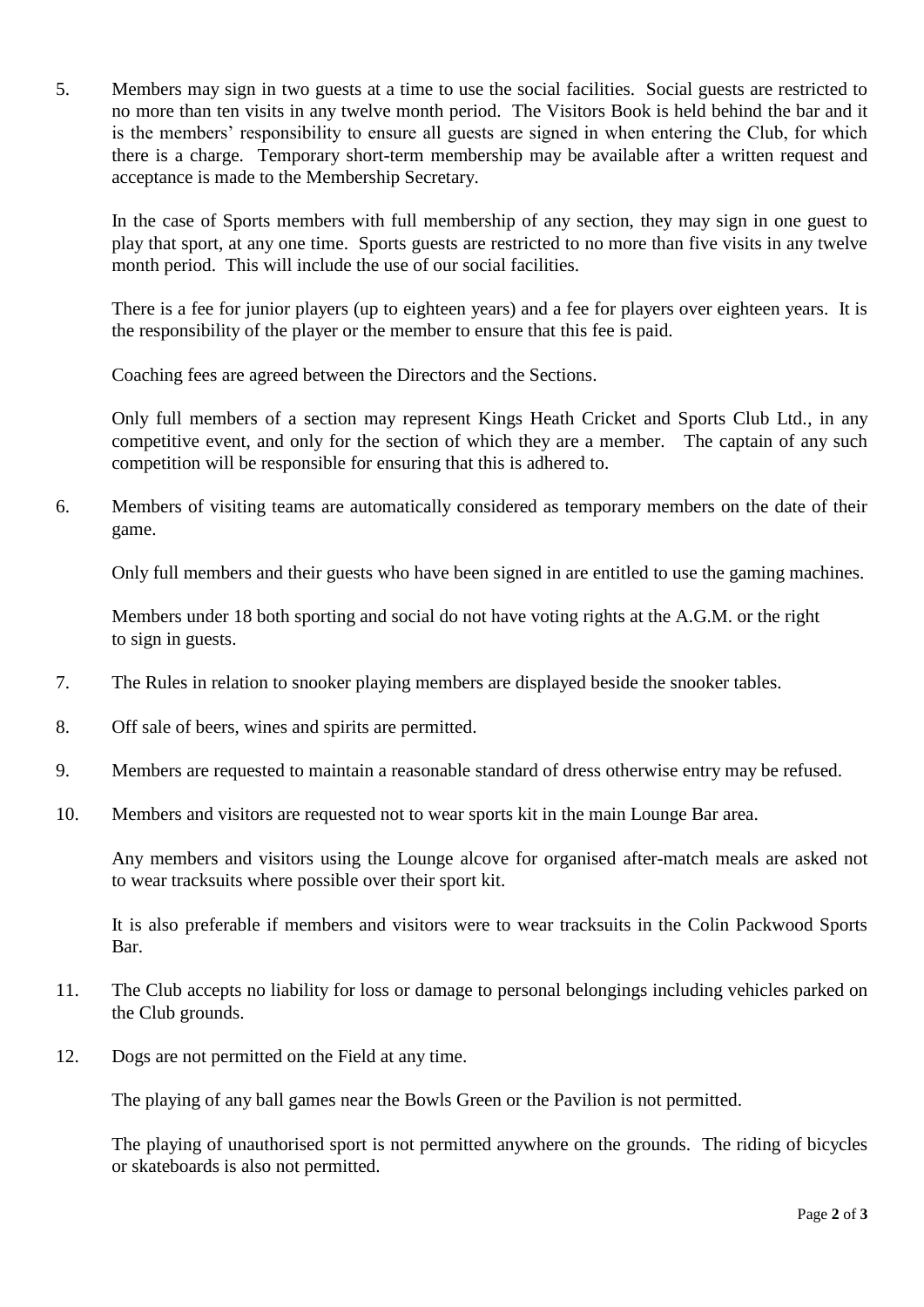5. Members may sign in two guests at a time to use the social facilities. Social guests are restricted to no more than ten visits in any twelve month period. The Visitors Book is held behind the bar and it is the members' responsibility to ensure all guests are signed in when entering the Club, for which there is a charge. Temporary short-term membership may be available after a written request and acceptance is made to the Membership Secretary.

   In the case of Sports members with full membership of any section, they may sign in one guest to play that sport, at any one time. Sports guests are restricted to no more than five visits in any twelve month period. This will include the use of our social facilities.

   There is a fee for junior players (up to eighteen years) and a fee for players over eighteen years. It is the responsibility of the player or the member to ensure that this fee is paid.

   Coaching fees are agreed between the Directors and the Sections.

   Only full members of a section may represent Kings Heath Cricket and Sports Club Ltd., in any competitive event, and only for the section of which they are a member. The captain of any such competition will be responsible for ensuring that this is adhered to.

6. Members of visiting teams are automatically considered as temporary members on the date of their game.

   Only full members and their guests who have been signed in are entitled to use the gaming machines.

   Members under 18 both sporting and social do not have voting rights at the A.G.M. or the right to sign in guests.

7. The Rules in relation to snooker playing members are displayed beside the snooker tables.

8. Off sale of beers, wines and spirits are permitted.

9. Members are requested to maintain a reasonable standard of dress otherwise entry may be refused.

10. Members and visitors are requested not to wear sports kit in the main Lounge Bar area.

    Any members and visitors using the Lounge alcove for organised after-match meals are asked not to wear tracksuits where possible over their sport kit.

    It is also preferable if members and visitors were to wear tracksuits in the Colin Packwood Sports Bar.

11. The Club accepts no liability for loss or damage to personal belongings including vehicles parked on the Club grounds.

12. Dogs are not permitted on the Field at any time.

    The playing of any ball games near the Bowls Green or the Pavilion is not permitted.

    The playing of unauthorised sport is not permitted anywhere on the grounds. The riding of bicycles or skateboards is also not permitted.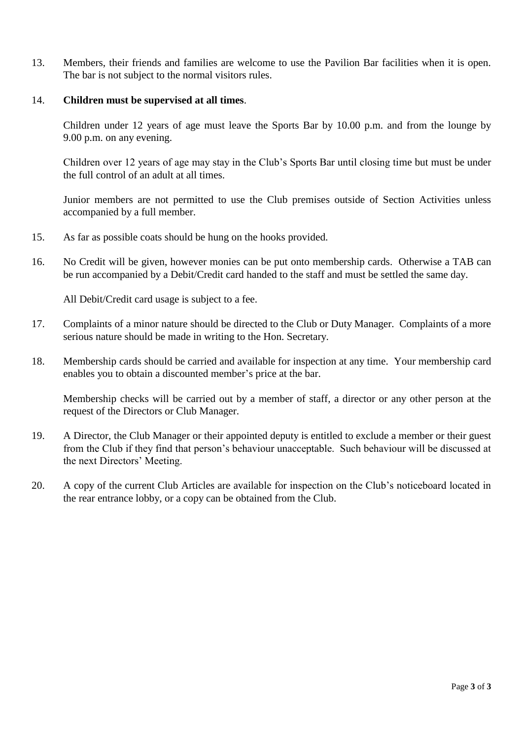13. Members, their friends and families are welcome to use the Pavilion Bar facilities when it is open. The bar is not subject to the normal visitors rules.

14. **Children must be supervised at all times**.

    Children under 12 years of age must leave the Sports Bar by 10.00 p.m. and from the lounge by 9.00 p.m. on any evening.

    Children over 12 years of age may stay in the Club's Sports Bar until closing time but must be under the full control of an adult at all times.

    Junior members are not permitted to use the Club premises outside of Section Activities unless accompanied by a full member.

15. As far as possible coats should be hung on the hooks provided.

16. No Credit will be given, however monies can be put onto membership cards. Otherwise a TAB can be run accompanied by a Debit/Credit card handed to the staff and must be settled the same day.

    All Debit/Credit card usage is subject to a fee.

17. Complaints of a minor nature should be directed to the Club or Duty Manager. Complaints of a more serious nature should be made in writing to the Hon. Secretary.

18. Membership cards should be carried and available for inspection at any time. Your membership card enables you to obtain a discounted member's price at the bar.

    Membership checks will be carried out by a member of staff, a director or any other person at the request of the Directors or Club Manager.

19. A Director, the Club Manager or their appointed deputy is entitled to exclude a member or their guest from the Club if they find that person's behaviour unacceptable. Such behaviour will be discussed at the next Directors' Meeting.

20. A copy of the current Club Articles are available for inspection on the Club's noticeboard located in the rear entrance lobby, or a copy can be obtained from the Club.